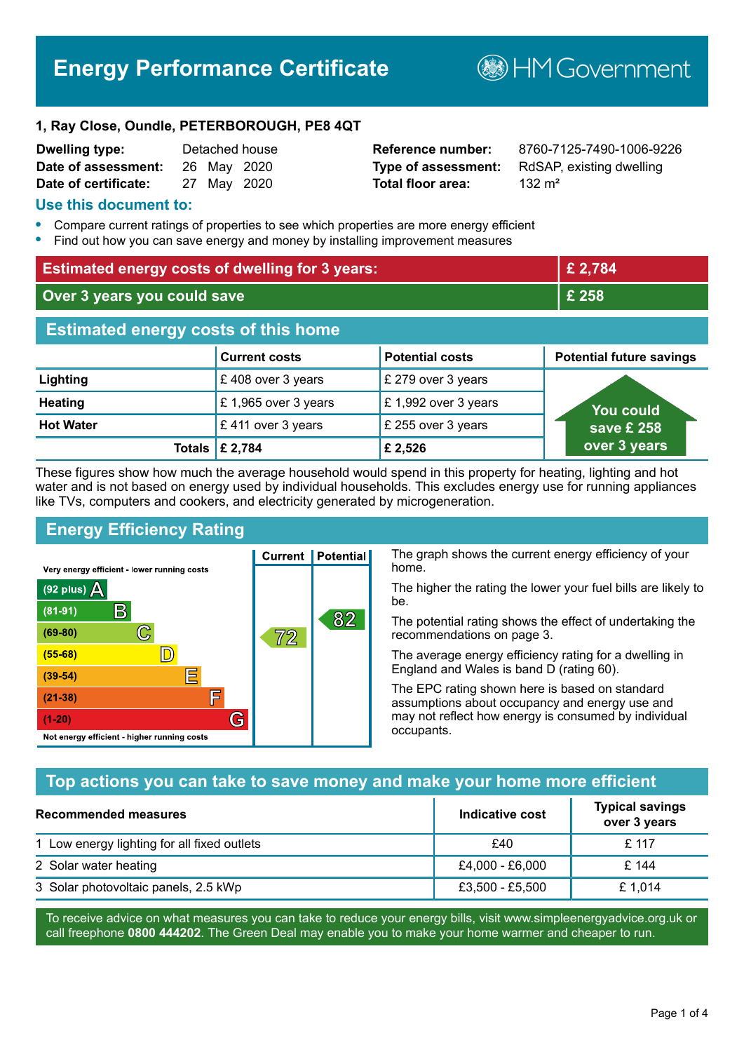# Energy Performance Certificate

HM Government

**1, Ray Close, Oundle, PETERBOROUGH, PE8 4QT**

| | | | |
|---|---|---|---|
| **Dwelling type:** | Detached house | **Reference number:** | 8760-7125-7490-1006-9226 |
| **Date of assessment:** | 26 May 2020 | **Type of assessment:** | RdSAP, existing dwelling |
| **Date of certificate:** | 27 May 2020 | **Total floor area:** | 132 m² |

## Use this document to:

- Compare current ratings of properties to see which properties are more energy efficient
- Find out how you can save energy and money by installing improvement measures

| | |
|---|---|
| **Estimated energy costs of dwelling for 3 years:** | **£ 2,784** |
| **Over 3 years you could save** | **£ 258** |

## Estimated energy costs of this home

| | Current costs | Potential costs | Potential future savings |
|---|---|---|---|
| **Lighting** | £ 408 over 3 years | £ 279 over 3 years | You could save £ 258 over 3 years |
| **Heating** | £ 1,965 over 3 years | £ 1,992 over 3 years | |
| **Hot Water** | £ 411 over 3 years | £ 255 over 3 years | |
| **Totals** | **£ 2,784** | **£ 2,526** | |

These figures show how much the average household would spend in this property for heating, lighting and hot water and is not based on energy used by individual households. This excludes energy use for running appliances like TVs, computers and cookers, and electricity generated by microgeneration.

## Energy Efficiency Rating

Very energy efficient - lower running costs

| Rating | Current | Potential |
|---|---|---|
| (92 plus) A | | |
| (81-91) B | | 82 |
| (69-80) C | 72 | |
| (55-68) D | | |
| (39-54) E | | |
| (21-38) F | | |
| (1-20) G | | |

Not energy efficient - higher running costs

The graph shows the current energy efficiency of your home.

The higher the rating the lower your fuel bills are likely to be.

The potential rating shows the effect of undertaking the recommendations on page 3.

The average energy efficiency rating for a dwelling in England and Wales is band D (rating 60).

The EPC rating shown here is based on standard assumptions about occupancy and energy use and may not reflect how energy is consumed by individual occupants.

## Top actions you can take to save money and make your home more efficient

| Recommended measures | Indicative cost | Typical savings over 3 years |
|---|---|---|
| 1 Low energy lighting for all fixed outlets | £40 | £ 117 |
| 2 Solar water heating | £4,000 - £6,000 | £ 144 |
| 3 Solar photovoltaic panels, 2.5 kWp | £3,500 - £5,500 | £ 1,014 |

To receive advice on what measures you can take to reduce your energy bills, visit www.simpleenergyadvice.org.uk or call freephone **0800 444202**. The Green Deal may enable you to make your home warmer and cheaper to run.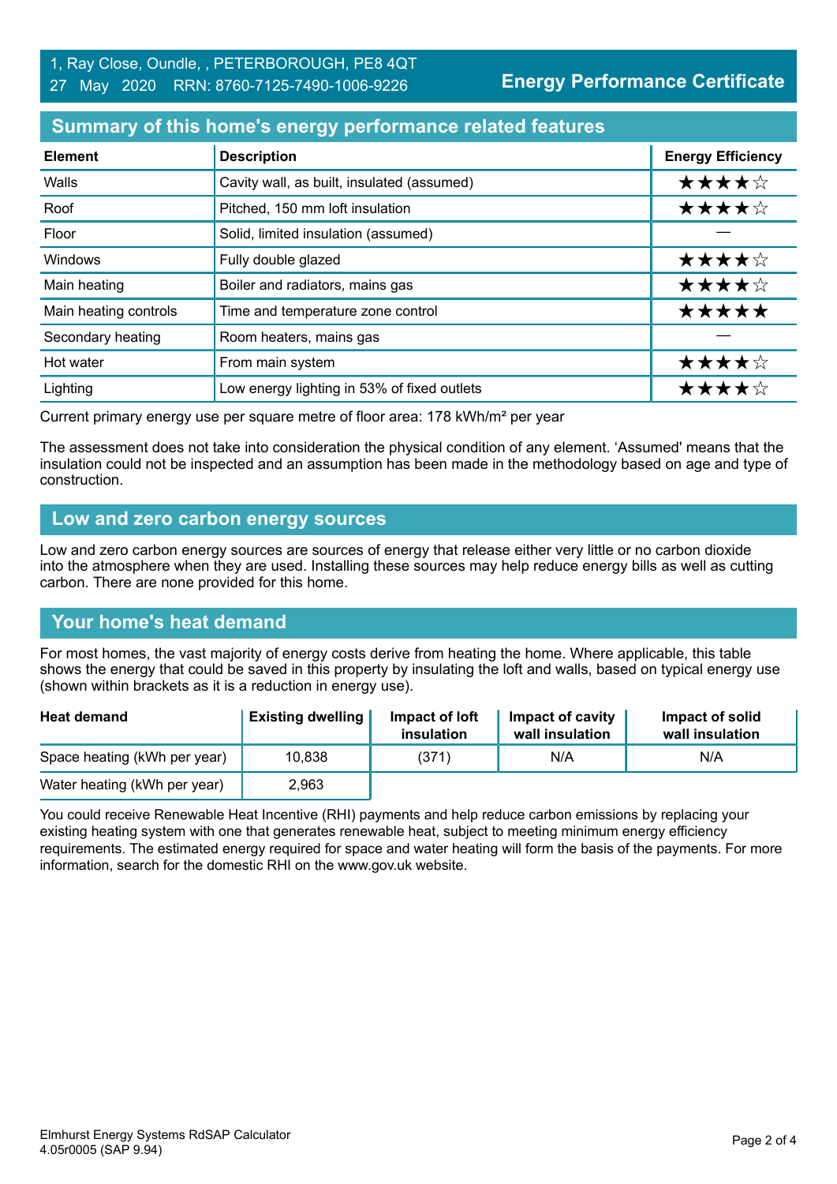1, Ray Close, Oundle, , PETERBOROUGH, PE8 4QT
27 May 2020 RRN: 8760-7125-7490-1006-9226

**Energy Performance Certificate**

## Summary of this home's energy performance related features

| Element | Description | Energy Efficiency |
|---|---|---|
| Walls | Cavity wall, as built, insulated (assumed) | ★★★★☆ |
| Roof | Pitched, 150 mm loft insulation | ★★★★☆ |
| Floor | Solid, limited insulation (assumed) | — |
| Windows | Fully double glazed | ★★★★☆ |
| Main heating | Boiler and radiators, mains gas | ★★★★☆ |
| Main heating controls | Time and temperature zone control | ★★★★★ |
| Secondary heating | Room heaters, mains gas | — |
| Hot water | From main system | ★★★★☆ |
| Lighting | Low energy lighting in 53% of fixed outlets | ★★★★☆ |

Current primary energy use per square metre of floor area: 178 kWh/m² per year

The assessment does not take into consideration the physical condition of any element. 'Assumed' means that the insulation could not be inspected and an assumption has been made in the methodology based on age and type of construction.

## Low and zero carbon energy sources

Low and zero carbon energy sources are sources of energy that release either very little or no carbon dioxide into the atmosphere when they are used. Installing these sources may help reduce energy bills as well as cutting carbon. There are none provided for this home.

## Your home's heat demand

For most homes, the vast majority of energy costs derive from heating the home. Where applicable, this table shows the energy that could be saved in this property by insulating the loft and walls, based on typical energy use (shown within brackets as it is a reduction in energy use).

| Heat demand | Existing dwelling | Impact of loft insulation | Impact of cavity wall insulation | Impact of solid wall insulation |
|---|---|---|---|---|
| Space heating (kWh per year) | 10,838 | (371) | N/A | N/A |
| Water heating (kWh per year) | 2,963 | | | |

You could receive Renewable Heat Incentive (RHI) payments and help reduce carbon emissions by replacing your existing heating system with one that generates renewable heat, subject to meeting minimum energy efficiency requirements. The estimated energy required for space and water heating will form the basis of the payments. For more information, search for the domestic RHI on the www.gov.uk website.

Elmhurst Energy Systems RdSAP Calculator
4.05r0005 (SAP 9.94)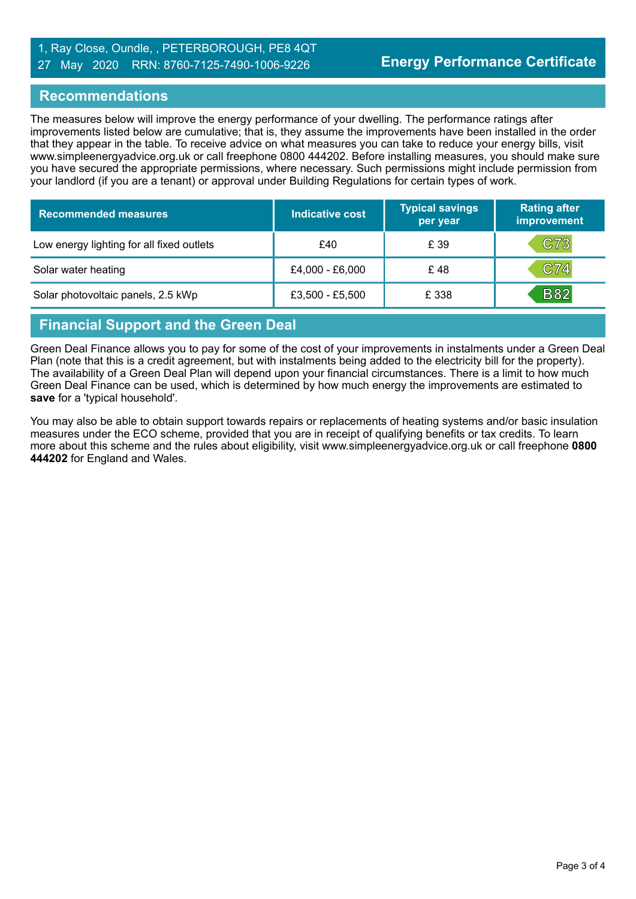1, Ray Close, Oundle, , PETERBOROUGH, PE8 4QT
27 May 2020 RRN: 8760-7125-7490-1006-9226

**Energy Performance Certificate**

## Recommendations

The measures below will improve the energy performance of your dwelling. The performance ratings after improvements listed below are cumulative; that is, they assume the improvements have been installed in the order that they appear in the table. To receive advice on what measures you can take to reduce your energy bills, visit www.simpleenergyadvice.org.uk or call freephone 0800 444202. Before installing measures, you should make sure you have secured the appropriate permissions, where necessary. Such permissions might include permission from your landlord (if you are a tenant) or approval under Building Regulations for certain types of work.

| Recommended measures | Indicative cost | Typical savings per year | Rating after improvement |
|---|---|---|---|
| Low energy lighting for all fixed outlets | £40 | £ 39 | C73 |
| Solar water heating | £4,000 - £6,000 | £ 48 | C74 |
| Solar photovoltaic panels, 2.5 kWp | £3,500 - £5,500 | £ 338 | B82 |

## Financial Support and the Green Deal

Green Deal Finance allows you to pay for some of the cost of your improvements in instalments under a Green Deal Plan (note that this is a credit agreement, but with instalments being added to the electricity bill for the property). The availability of a Green Deal Plan will depend upon your financial circumstances. There is a limit to how much Green Deal Finance can be used, which is determined by how much energy the improvements are estimated to **save** for a 'typical household'.

You may also be able to obtain support towards repairs or replacements of heating systems and/or basic insulation measures under the ECO scheme, provided that you are in receipt of qualifying benefits or tax credits. To learn more about this scheme and the rules about eligibility, visit www.simpleenergyadvice.org.uk or call freephone **0800 444202** for England and Wales.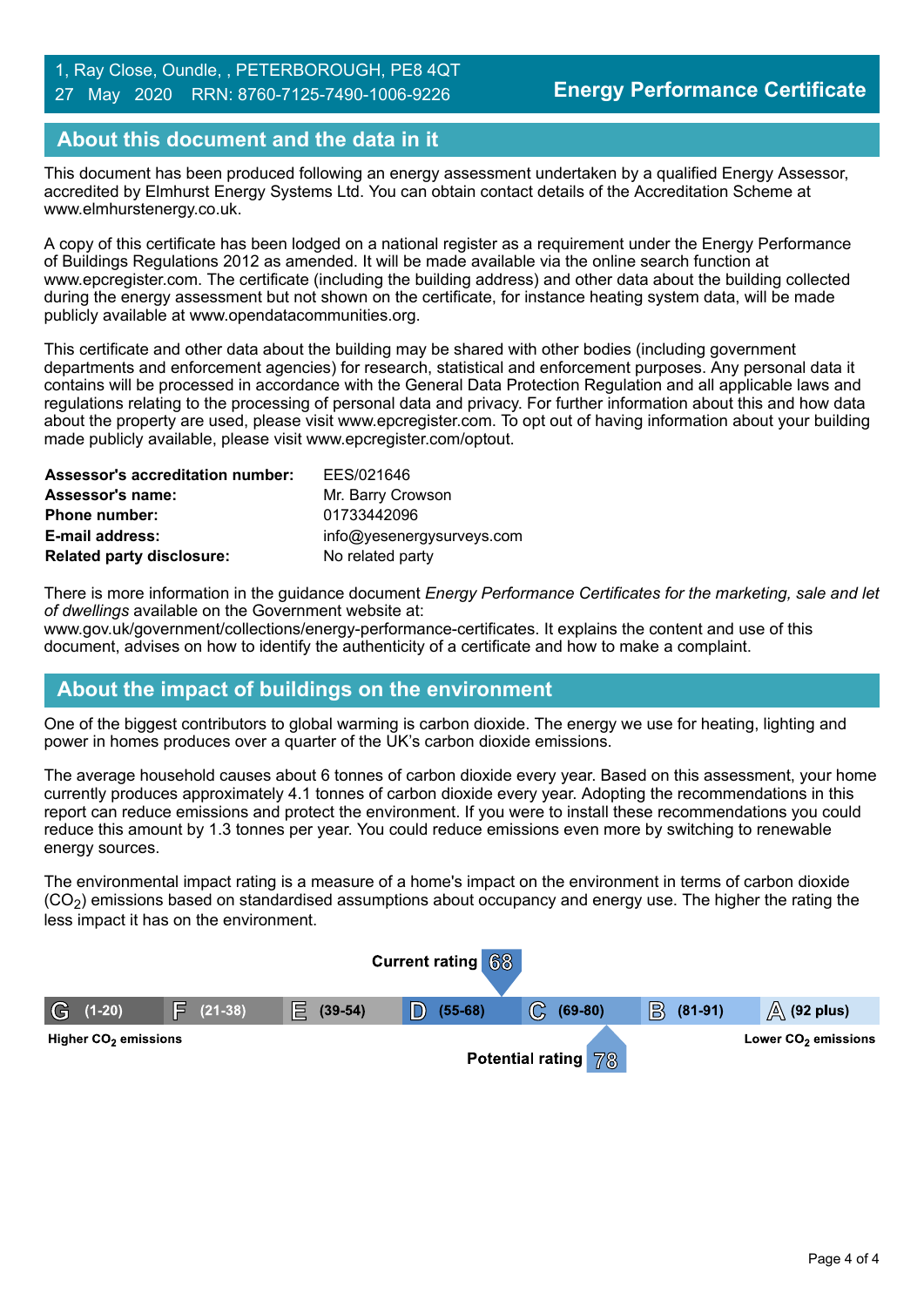1, Ray Close, Oundle, , PETERBOROUGH, PE8 4QT
27 May 2020 RRN: 8760-7125-7490-1006-9226

**Energy Performance Certificate**

## About this document and the data in it

This document has been produced following an energy assessment undertaken by a qualified Energy Assessor, accredited by Elmhurst Energy Systems Ltd. You can obtain contact details of the Accreditation Scheme at www.elmhurstenergy.co.uk.

A copy of this certificate has been lodged on a national register as a requirement under the Energy Performance of Buildings Regulations 2012 as amended. It will be made available via the online search function at www.epcregister.com. The certificate (including the building address) and other data about the building collected during the energy assessment but not shown on the certificate, for instance heating system data, will be made publicly available at www.opendatacommunities.org.

This certificate and other data about the building may be shared with other bodies (including government departments and enforcement agencies) for research, statistical and enforcement purposes. Any personal data it contains will be processed in accordance with the General Data Protection Regulation and all applicable laws and regulations relating to the processing of personal data and privacy. For further information about this and how data about the property are used, please visit www.epcregister.com. To opt out of having information about your building made publicly available, please visit www.epcregister.com/optout.

| | |
|---|---|
| **Assessor's accreditation number:** | EES/021646 |
| **Assessor's name:** | Mr. Barry Crowson |
| **Phone number:** | 01733442096 |
| **E-mail address:** | info@yesenergysurveys.com |
| **Related party disclosure:** | No related party |

There is more information in the guidance document *Energy Performance Certificates for the marketing, sale and let of dwellings* available on the Government website at: www.gov.uk/government/collections/energy-performance-certificates. It explains the content and use of this document, advises on how to identify the authenticity of a certificate and how to make a complaint.

## About the impact of buildings on the environment

One of the biggest contributors to global warming is carbon dioxide. The energy we use for heating, lighting and power in homes produces over a quarter of the UK's carbon dioxide emissions.

The average household causes about 6 tonnes of carbon dioxide every year. Based on this assessment, your home currently produces approximately 4.1 tonnes of carbon dioxide every year. Adopting the recommendations in this report can reduce emissions and protect the environment. If you were to install these recommendations you could reduce this amount by 1.3 tonnes per year. You could reduce emissions even more by switching to renewable energy sources.

The environmental impact rating is a measure of a home's impact on the environment in terms of carbon dioxide ($CO_2$) emissions based on standardised assumptions about occupancy and energy use. The higher the rating the less impact it has on the environment.

Current rating 68

G (1-20) F (21-38) E (39-54) D (55-68) C (69-80) B (81-91) A (92 plus)

Higher $CO_2$ emissions

Lower $CO_2$ emissions

Potential rating 78